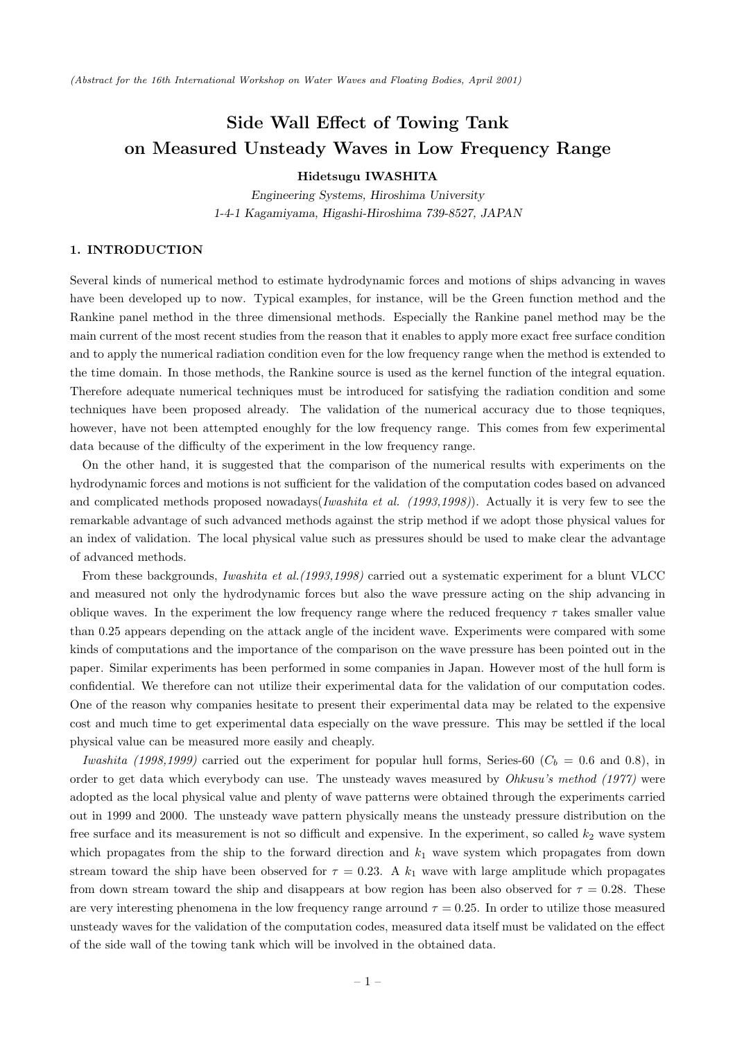*(Abstract for the 16th International Workshop on Water Waves and Floating Bodies, April 2001)*

# Side Wall Effect of Towing Tank on Measured Unsteady Waves in Low Frequency Range

**Hidetsugu IWASHITA**

*Engineering Systems, Hiroshima University*
*1-4-1 Kagamiyama, Higashi-Hiroshima 739-8527, JAPAN*

## 1. INTRODUCTION

Several kinds of numerical method to estimate hydrodynamic forces and motions of ships advancing in waves have been developed up to now. Typical examples, for instance, will be the Green function method and the Rankine panel method in the three dimensional methods. Especially the Rankine panel method may be the main current of the most recent studies from the reason that it enables to apply more exact free surface condition and to apply the numerical radiation condition even for the low frequency range when the method is extended to the time domain. In those methods, the Rankine source is used as the kernel function of the integral equation. Therefore adequate numerical techniques must be introduced for satisfying the radiation condition and some techniques have been proposed already. The validation of the numerical accuracy due to those teqniques, however, have not been attempted enoughly for the low frequency range. This comes from few experimental data because of the difficulty of the experiment in the low frequency range.

On the other hand, it is suggested that the comparison of the numerical results with experiments on the hydrodynamic forces and motions is not sufficient for the validation of the computation codes based on advanced and complicated methods proposed nowadays(*Iwashita et al. (1993,1998)*). Actually it is very few to see the remarkable advantage of such advanced methods against the strip method if we adopt those physical values for an index of validation. The local physical value such as pressures should be used to make clear the advantage of advanced methods.

From these backgrounds, *Iwashita et al.(1993,1998)* carried out a systematic experiment for a blunt VLCC and measured not only the hydrodynamic forces but also the wave pressure acting on the ship advancing in oblique waves. In the experiment the low frequency range where the reduced frequency $\tau$ takes smaller value than 0.25 appears depending on the attack angle of the incident wave. Experiments were compared with some kinds of computations and the importance of the comparison on the wave pressure has been pointed out in the paper. Similar experiments has been performed in some companies in Japan. However most of the hull form is confidential. We therefore can not utilize their experimental data for the validation of our computation codes. One of the reason why companies hesitate to present their experimental data may be related to the expensive cost and much time to get experimental data especially on the wave pressure. This may be settled if the local physical value can be measured more easily and cheaply.

*Iwashita (1998,1999)* carried out the experiment for popular hull forms, Series-60 ($C_b = 0.6$ and 0.8), in order to get data which everybody can use. The unsteady waves measured by *Ohkusu's method (1977)* were adopted as the local physical value and plenty of wave patterns were obtained through the experiments carried out in 1999 and 2000. The unsteady wave pattern physically means the unsteady pressure distribution on the free surface and its measurement is not so difficult and expensive. In the experiment, so called $k_2$ wave system which propagates from the ship to the forward direction and $k_1$ wave system which propagates from down stream toward the ship have been observed for $\tau = 0.23$. A $k_1$ wave with large amplitude which propagates from down stream toward the ship and disappears at bow region has been also observed for $\tau = 0.28$. These are very interesting phenomena in the low frequency range arround $\tau = 0.25$. In order to utilize those measured unsteady waves for the validation of the computation codes, measured data itself must be validated on the effect of the side wall of the towing tank which will be involved in the obtained data.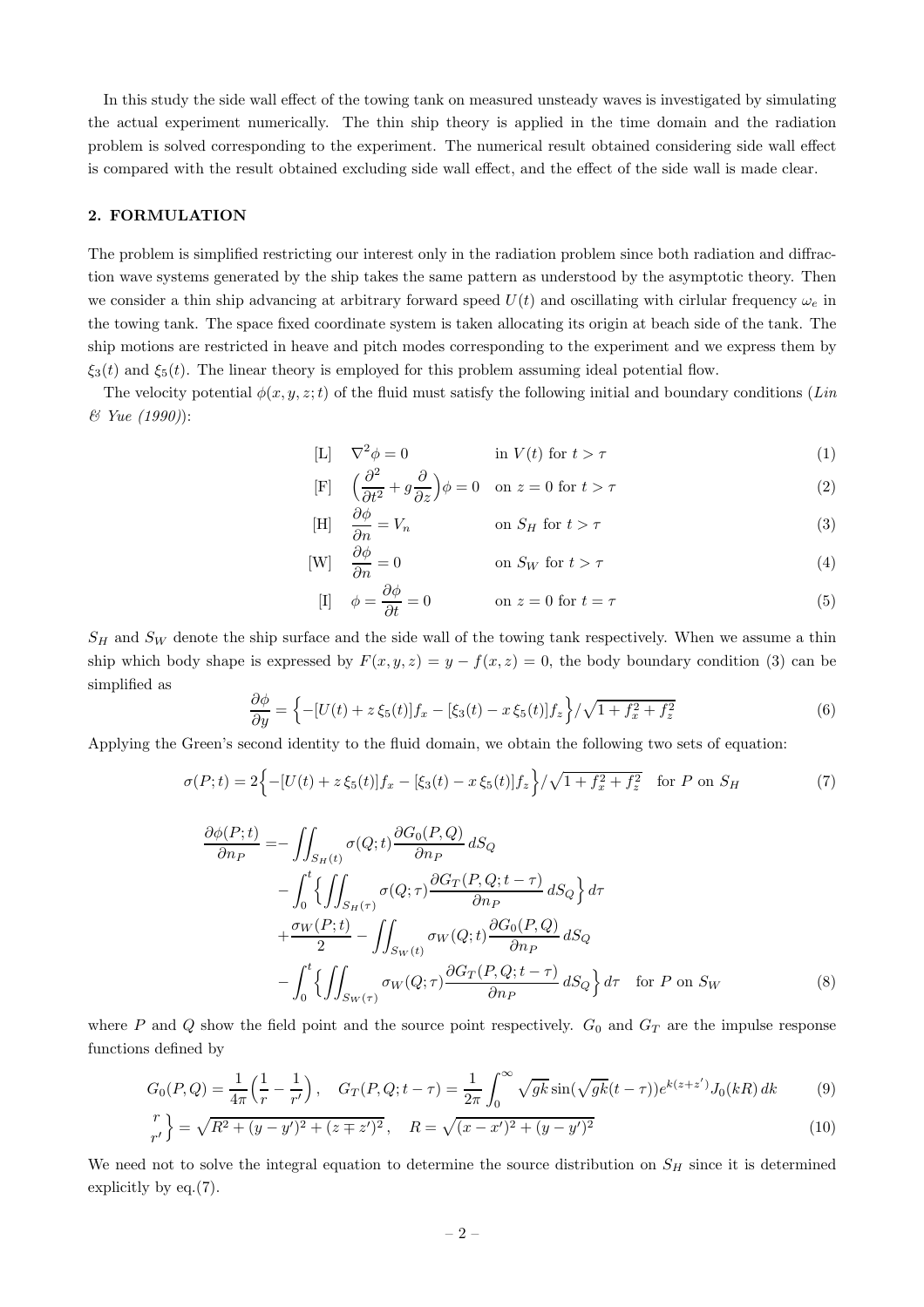In this study the side wall effect of the towing tank on measured unsteady waves is investigated by simulating the actual experiment numerically. The thin ship theory is applied in the time domain and the radiation problem is solved corresponding to the experiment. The numerical result obtained considering side wall effect is compared with the result obtained excluding side wall effect, and the effect of the side wall is made clear.

## 2. FORMULATION

The problem is simplified restricting our interest only in the radiation problem since both radiation and diffraction wave systems generated by the ship takes the same pattern as understood by the asymptotic theory. Then we consider a thin ship advancing at arbitrary forward speed $U(t)$ and oscillating with cirlular frequency $\omega_e$ in the towing tank. The space fixed coordinate system is taken allocating its origin at beach side of the tank. The ship motions are restricted in heave and pitch modes corresponding to the experiment and we express them by $\xi_3(t)$ and $\xi_5(t)$. The linear theory is employed for this problem assuming ideal potential flow.

The velocity potential $\phi(x, y, z; t)$ of the fluid must satisfy the following initial and boundary conditions (*Lin & Yue (1990)*):

$$\text{[L]} \quad \nabla^2\phi = 0 \qquad \text{in } V(t) \text{ for } t > \tau \tag{1}$$

$$\text{[F]} \quad \Big(\frac{\partial^2}{\partial t^2} + g\frac{\partial}{\partial z}\Big)\phi = 0 \quad \text{on } z = 0 \text{ for } t > \tau \tag{2}$$

$$\text{[H]} \quad \frac{\partial \phi}{\partial n} = V_n \qquad \text{on } S_H \text{ for } t > \tau \tag{3}$$

$$\text{[W]} \quad \frac{\partial \phi}{\partial n} = 0 \qquad \text{on } S_W \text{ for } t > \tau \tag{4}$$

$$\text{[I]} \quad \phi = \frac{\partial \phi}{\partial t} = 0 \qquad \text{on } z = 0 \text{ for } t = \tau \tag{5}$$

$S_H$ and $S_W$ denote the ship surface and the side wall of the towing tank respectively. When we assume a thin ship which body shape is expressed by $F(x, y, z) = y - f(x, z) = 0$, the body boundary condition (3) can be simplified as

$$\frac{\partial \phi}{\partial y} = \Big\{-[U(t) + z\,\xi_5(t)]f_x - [\xi_3(t) - x\,\xi_5(t)]f_z\Big\}/\sqrt{1 + f_x^2 + f_z^2} \tag{6}$$

Applying the Green's second identity to the fluid domain, we obtain the following two sets of equation:

$$\sigma(P; t) = 2\Big\{-[U(t) + z\,\xi_5(t)]f_x - [\xi_3(t) - x\,\xi_5(t)]f_z\Big\}/\sqrt{1 + f_x^2 + f_z^2} \quad \text{for } P \text{ on } S_H \tag{7}$$

$$\begin{aligned}
\frac{\partial \phi(P; t)}{\partial n_P} =& - \iint_{S_H(t)} \sigma(Q; t)\frac{\partial G_0(P, Q)}{\partial n_P}\, dS_Q \\
&- \int_0^t \Big\{\iint_{S_H(\tau)} \sigma(Q; \tau)\frac{\partial G_T(P, Q; t - \tau)}{\partial n_P}\, dS_Q\Big\}\, d\tau \\
&+ \frac{\sigma_W(P; t)}{2} - \iint_{S_W(t)} \sigma_W(Q; t)\frac{\partial G_0(P, Q)}{\partial n_P}\, dS_Q \\
&- \int_0^t \Big\{\iint_{S_W(\tau)} \sigma_W(Q; \tau)\frac{\partial G_T(P, Q; t - \tau)}{\partial n_P}\, dS_Q\Big\}\, d\tau \quad \text{for } P \text{ on } S_W
\end{aligned} \tag{8}$$

where $P$ and $Q$ show the field point and the source point respectively. $G_0$ and $G_T$ are the impulse response functions defined by

$$G_0(P, Q) = \frac{1}{4\pi}\Big(\frac{1}{r} - \frac{1}{r'}\Big), \quad G_T(P, Q; t - \tau) = \frac{1}{2\pi}\int_0^\infty \sqrt{gk}\sin(\sqrt{gk}(t - \tau))e^{k(z + z')}J_0(kR)\, dk \tag{9}$$

$$\left.\begin{matrix} r \\ r' \end{matrix}\right\} = \sqrt{R^2 + (y - y')^2 + (z \mp z')^2}, \quad R = \sqrt{(x - x')^2 + (y - y')^2} \tag{10}$$

We need not to solve the integral equation to determine the source distribution on $S_H$ since it is determined explicitly by eq.(7).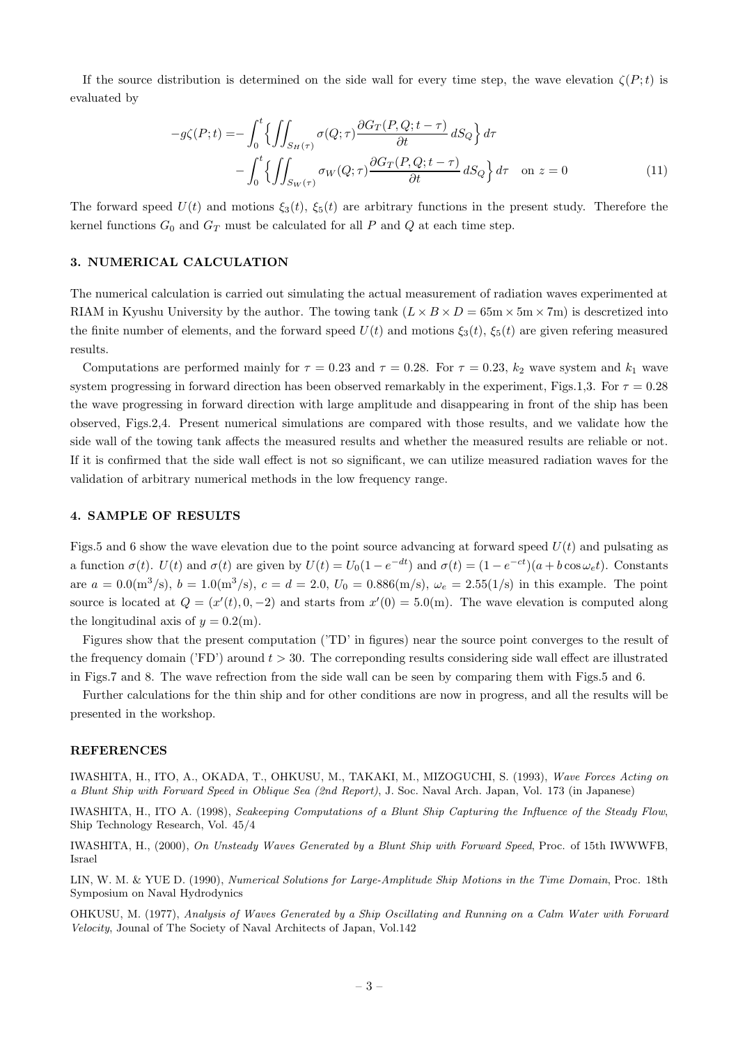If the source distribution is determined on the side wall for every time step, the wave elevation $\zeta(P;t)$ is evaluated by

$$-g\zeta(P;t) = -\int_0^t \Big\{ \iint_{S_H(\tau)} \sigma(Q;\tau) \frac{\partial G_T(P,Q;t-\tau)}{\partial t} \, dS_Q \Big\} \, d\tau - \int_0^t \Big\{ \iint_{S_W(\tau)} \sigma_W(Q;\tau) \frac{\partial G_T(P,Q;t-\tau)}{\partial t} \, dS_Q \Big\} \, d\tau \quad \text{on } z=0 \tag{11}$$

The forward speed $U(t)$ and motions $\xi_3(t)$, $\xi_5(t)$ are arbitrary functions in the present study. Therefore the kernel functions $G_0$ and $G_T$ must be calculated for all $P$ and $Q$ at each time step.

### 3. NUMERICAL CALCULATION

The numerical calculation is carried out simulating the actual measurement of radiation waves experimented at RIAM in Kyushu University by the author. The towing tank ($L \times B \times D = 65\text{m} \times 5\text{m} \times 7\text{m}$) is descretized into the finite number of elements, and the forward speed $U(t)$ and motions $\xi_3(t)$, $\xi_5(t)$ are given refering measured results.

Computations are performed mainly for $\tau = 0.23$ and $\tau = 0.28$. For $\tau = 0.23$, $k_2$ wave system and $k_1$ wave system progressing in forward direction has been observed remarkably in the experiment, Figs.1,3. For $\tau = 0.28$ the wave progressing in forward direction with large amplitude and disappearing in front of the ship has been observed, Figs.2,4. Present numerical simulations are compared with those results, and we validate how the side wall of the towing tank affects the measured results and whether the measured results are reliable or not. If it is confirmed that the side wall effect is not so significant, we can utilize measured radiation waves for the validation of arbitrary numerical methods in the low frequency range.

### 4. SAMPLE OF RESULTS

Figs.5 and 6 show the wave elevation due to the point source advancing at forward speed $U(t)$ and pulsating as a function $\sigma(t)$. $U(t)$ and $\sigma(t)$ are given by $U(t) = U_0(1 - e^{-dt})$ and $\sigma(t) = (1 - e^{-ct})(a + b\cos\omega_e t)$. Constants are $a = 0.0(\text{m}^3/\text{s})$, $b = 1.0(\text{m}^3/\text{s})$, $c = d = 2.0$, $U_0 = 0.886(\text{m/s})$, $\omega_e = 2.55(1/\text{s})$ in this example. The point source is located at $Q = (x'(t), 0, -2)$ and starts from $x'(0) = 5.0(\text{m})$. The wave elevation is computed along the longitudinal axis of $y = 0.2(\text{m})$.

Figures show that the present computation ('TD' in figures) near the source point converges to the result of the frequency domain ('FD') around $t > 30$. The correponding results considering side wall effect are illustrated in Figs.7 and 8. The wave refrection from the side wall can be seen by comparing them with Figs.5 and 6.

Further calculations for the thin ship and for other conditions are now in progress, and all the results will be presented in the workshop.

### REFERENCES

IWASHITA, H., ITO, A., OKADA, T., OHKUSU, M., TAKAKI, M., MIZOGUCHI, S. (1993), *Wave Forces Acting on a Blunt Ship with Forward Speed in Oblique Sea (2nd Report)*, J. Soc. Naval Arch. Japan, Vol. 173 (in Japanese)

IWASHITA, H., ITO A. (1998), *Seakeeping Computations of a Blunt Ship Capturing the Influence of the Steady Flow*, Ship Technology Research, Vol. 45/4

IWASHITA, H., (2000), *On Unsteady Waves Generated by a Blunt Ship with Forward Speed*, Proc. of 15th IWWWFB, Israel

LIN, W. M. & YUE D. (1990), *Numerical Solutions for Large-Amplitude Ship Motions in the Time Domain*, Proc. 18th Symposium on Naval Hydrodynics

OHKUSU, M. (1977), *Analysis of Waves Generated by a Ship Oscillating and Running on a Calm Water with Forward Velocity*, Jounal of The Society of Naval Architects of Japan, Vol.142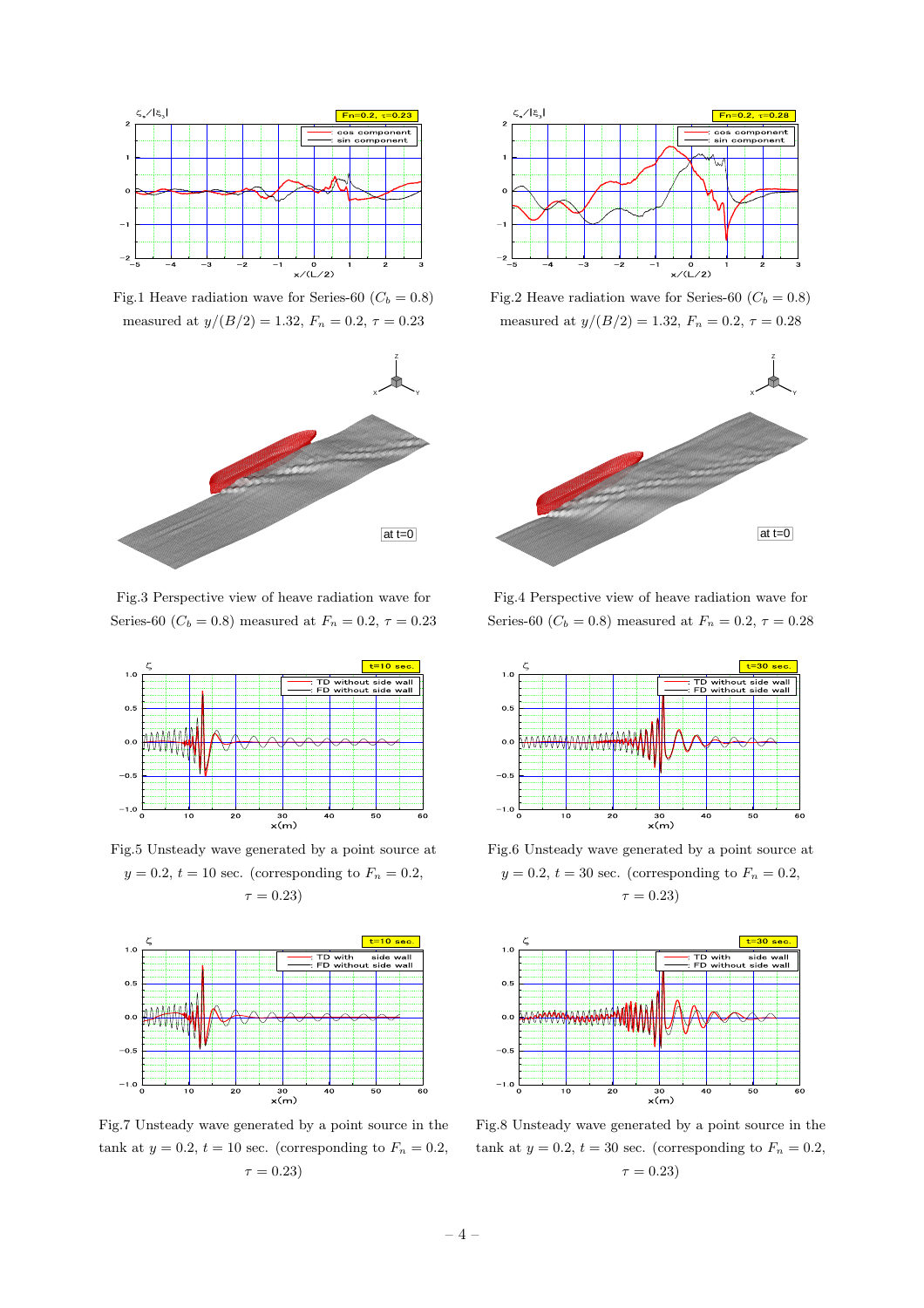$\zeta_s/|\xi_3|$

Fn=0.2, τ=0.23

cos component
sin component

2
1
0
−1
−2

−5 −4 −3 −2 −1 0 1 2 3

x/(L/2)

Fig.1 Heave radiation wave for Series-60 ($C_b = 0.8$) measured at $y/(B/2) = 1.32$, $F_n = 0.2$, $\tau = 0.23$

$\zeta_s/|\xi_3|$

Fn=0.2, τ=0.28

cos component
sin component

2
1
0
−1
−2

−5 −4 −3 −2 −1 0 1 2 3

x/(L/2)

Fig.2 Heave radiation wave for Series-60 ($C_b = 0.8$) measured at $y/(B/2) = 1.32$, $F_n = 0.2$, $\tau = 0.28$

Z
X
Y

at t=0

Fig.3 Perspective view of heave radiation wave for Series-60 ($C_b = 0.8$) measured at $F_n = 0.2$, $\tau = 0.23$

Z
X
Y

at t=0

Fig.4 Perspective view of heave radiation wave for Series-60 ($C_b = 0.8$) measured at $F_n = 0.2$, $\tau = 0.28$

ζ

t=10 sec.

TD without side wall
FD without side wall

1.0
0.5
0.0
−0.5
−1.0

0 10 20 30 40 50 60

x(m)

Fig.5 Unsteady wave generated by a point source at $y = 0.2$, $t = 10$ sec. (corresponding to $F_n = 0.2$, $\tau = 0.23$)

ζ

t=30 sec.

TD without side wall
FD without side wall

1.0
0.5
0.0
−0.5
−1.0

0 10 20 30 40 50 60

x(m)

Fig.6 Unsteady wave generated by a point source at $y = 0.2$, $t = 30$ sec. (corresponding to $F_n = 0.2$, $\tau = 0.23$)

ζ

t=10 sec.

TD with side wall
FD without side wall

1.0
0.5
0.0
−0.5
−1.0

0 10 20 30 40 50 60

x(m)

Fig.7 Unsteady wave generated by a point source in the tank at $y = 0.2$, $t = 10$ sec. (corresponding to $F_n = 0.2$, $\tau = 0.23$)

ζ

t=30 sec.

TD with side wall
FD without side wall

1.0
0.5
0.0
−0.5
−1.0

0 10 20 30 40 50 60

x(m)

Fig.8 Unsteady wave generated by a point source in the tank at $y = 0.2$, $t = 30$ sec. (corresponding to $F_n = 0.2$, $\tau = 0.23$)